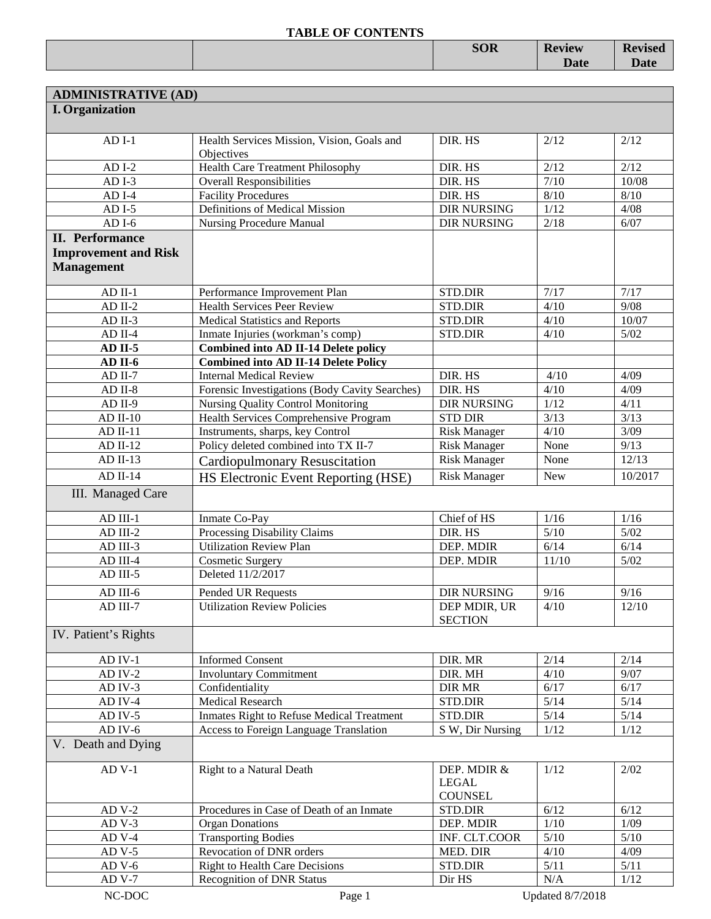# TABLE OF CONTENTS

| | | SOR | Review Date | Revised Date |
|---|---|---|---|---|
| **ADMINISTRATIVE (AD)** | | | | |
| **I. Organization** | | | | |
| AD I-1 | Health Services Mission, Vision, Goals and Objectives | DIR. HS | 2/12 | 2/12 |
| AD I-2 | Health Care Treatment Philosophy | DIR. HS | 2/12 | 2/12 |
| AD I-3 | Overall Responsibilities | DIR. HS | 7/10 | 10/08 |
| AD I-4 | Facility Procedures | DIR. HS | 8/10 | 8/10 |
| AD I-5 | Definitions of Medical Mission | DIR NURSING | 1/12 | 4/08 |
| AD I-6 | Nursing Procedure Manual | DIR NURSING | 2/18 | 6/07 |
| **II. Performance Improvement and Risk Management** | | | | |
| AD II-1 | Performance Improvement Plan | STD.DIR | 7/17 | 7/17 |
| AD II-2 | Health Services Peer Review | STD.DIR | 4/10 | 9/08 |
| AD II-3 | Medical Statistics and Reports | STD.DIR | 4/10 | 10/07 |
| AD II-4 | Inmate Injuries (workman's comp) | STD.DIR | 4/10 | 5/02 |
| **AD II-5** | **Combined into AD II-14 Delete policy** | | | |
| **AD II-6** | **Combined into AD II-14 Delete Policy** | | | |
| AD II-7 | Internal Medical Review | DIR. HS | 4/10 | 4/09 |
| AD II-8 | Forensic Investigations (Body Cavity Searches) | DIR. HS | 4/10 | 4/09 |
| AD II-9 | Nursing Quality Control Monitoring | DIR NURSING | 1/12 | 4/11 |
| AD II-10 | Health Services Comprehensive Program | STD DIR | 3/13 | 3/13 |
| AD II-11 | Instruments, sharps, key Control | Risk Manager | 4/10 | 3/09 |
| AD II-12 | Policy deleted combined into TX II-7 | Risk Manager | None | 9/13 |
| AD II-13 | Cardiopulmonary Resuscitation | Risk Manager | None | 12/13 |
| AD II-14 | HS Electronic Event Reporting (HSE) | Risk Manager | New | 10/2017 |
| III. Managed Care | | | | |
| AD III-1 | Inmate Co-Pay | Chief of HS | 1/16 | 1/16 |
| AD III-2 | Processing Disability Claims | DIR. HS | 5/10 | 5/02 |
| AD III-3 | Utilization Review Plan | DEP. MDIR | 6/14 | 6/14 |
| AD III-4 | Cosmetic Surgery | DEP. MDIR | 11/10 | 5/02 |
| AD III-5 | Deleted 11/2/2017 | | | |
| AD III-6 | Pended UR Requests | DIR NURSING | 9/16 | 9/16 |
| AD III-7 | Utilization Review Policies | DEP MDIR, UR SECTION | 4/10 | 12/10 |
| IV. Patient's Rights | | | | |
| AD IV-1 | Informed Consent | DIR. MR | 2/14 | 2/14 |
| AD IV-2 | Involuntary Commitment | DIR. MH | 4/10 | 9/07 |
| AD IV-3 | Confidentiality | DIR MR | 6/17 | 6/17 |
| AD IV-4 | Medical Research | STD.DIR | 5/14 | 5/14 |
| AD IV-5 | Inmates Right to Refuse Medical Treatment | STD.DIR | 5/14 | 5/14 |
| AD IV-6 | Access to Foreign Language Translation | S W, Dir Nursing | 1/12 | 1/12 |
| V. Death and Dying | | | | |
| AD V-1 | Right to a Natural Death | DEP. MDIR & LEGAL COUNSEL | 1/12 | 2/02 |
| AD V-2 | Procedures in Case of Death of an Inmate | STD.DIR | 6/12 | 6/12 |
| AD V-3 | Organ Donations | DEP. MDIR | 1/10 | 1/09 |
| AD V-4 | Transporting Bodies | INF. CLT.COOR | 5/10 | 5/10 |
| AD V-5 | Revocation of DNR orders | MED. DIR | 4/10 | 4/09 |
| AD V-6 | Right to Health Care Decisions | STD.DIR | 5/11 | 5/11 |
| AD V-7 | Recognition of DNR Status | Dir HS | N/A | 1/12 |

NC-DOC Updated 8/7/2018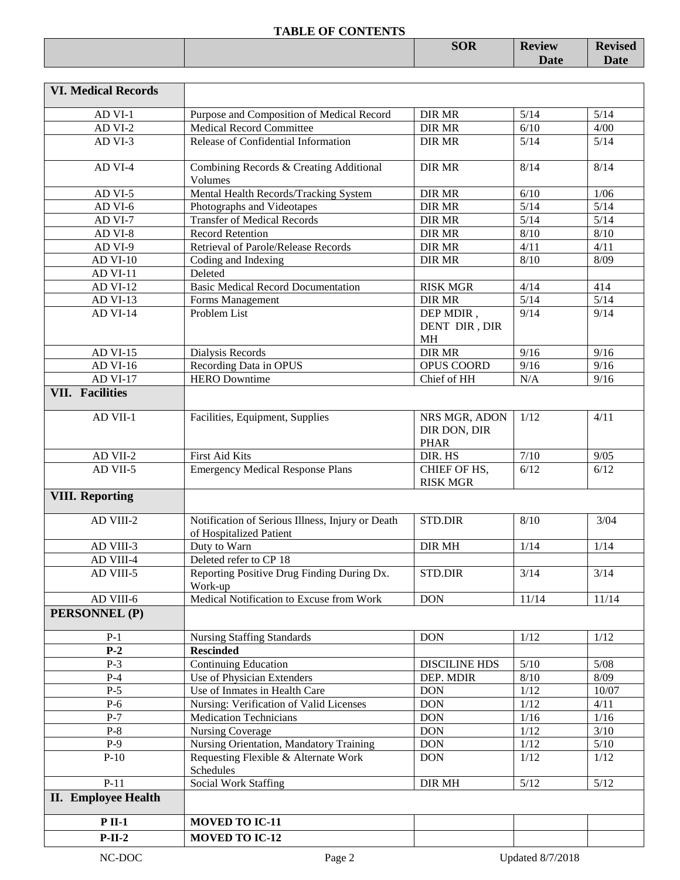**TABLE OF CONTENTS**

| | | SOR | Review Date | Revised Date |
|---|---|---|---|---|
| **VI. Medical Records** | | | | |
| AD VI-1 | Purpose and Composition of Medical Record | DIR MR | 5/14 | 5/14 |
| AD VI-2 | Medical Record Committee | DIR MR | 6/10 | 4/00 |
| AD VI-3 | Release of Confidential Information | DIR MR | 5/14 | 5/14 |
| AD VI-4 | Combining Records & Creating Additional Volumes | DIR MR | 8/14 | 8/14 |
| AD VI-5 | Mental Health Records/Tracking System | DIR MR | 6/10 | 1/06 |
| AD VI-6 | Photographs and Videotapes | DIR MR | 5/14 | 5/14 |
| AD VI-7 | Transfer of Medical Records | DIR MR | 5/14 | 5/14 |
| AD VI-8 | Record Retention | DIR MR | 8/10 | 8/10 |
| AD VI-9 | Retrieval of Parole/Release Records | DIR MR | 4/11 | 4/11 |
| AD VI-10 | Coding and Indexing | DIR MR | 8/10 | 8/09 |
| AD VI-11 | Deleted | | | |
| AD VI-12 | Basic Medical Record Documentation | RISK MGR | 4/14 | 414 |
| AD VI-13 | Forms Management | DIR MR | 5/14 | 5/14 |
| AD VI-14 | Problem List | DEP MDIR , DENT DIR , DIR MH | 9/14 | 9/14 |
| AD VI-15 | Dialysis Records | DIR MR | 9/16 | 9/16 |
| AD VI-16 | Recording Data in OPUS | OPUS COORD | 9/16 | 9/16 |
| AD VI-17 | HERO Downtime | Chief of HH | N/A | 9/16 |
| **VII. Facilities** | | | | |
| AD VII-1 | Facilities, Equipment, Supplies | NRS MGR, ADON DIR DON, DIR PHAR | 1/12 | 4/11 |
| AD VII-2 | First Aid Kits | DIR. HS | 7/10 | 9/05 |
| AD VII-5 | Emergency Medical Response Plans | CHIEF OF HS, RISK MGR | 6/12 | 6/12 |
| **VIII. Reporting** | | | | |
| AD VIII-2 | Notification of Serious Illness, Injury or Death of Hospitalized Patient | STD.DIR | 8/10 | 3/04 |
| AD VIII-3 | Duty to Warn | DIR MH | 1/14 | 1/14 |
| AD VIII-4 | Deleted refer to CP 18 | | | |
| AD VIII-5 | Reporting Positive Drug Finding During Dx. Work-up | STD.DIR | 3/14 | 3/14 |
| AD VIII-6 | Medical Notification to Excuse from Work | DON | 11/14 | 11/14 |
| **PERSONNEL (P)** | | | | |
| P-1 | Nursing Staffing Standards | DON | 1/12 | 1/12 |
| **P-2** | **Rescinded** | | | |
| P-3 | Continuing Education | DISCILINE HDS | 5/10 | 5/08 |
| P-4 | Use of Physician Extenders | DEP. MDIR | 8/10 | 8/09 |
| P-5 | Use of Inmates in Health Care | DON | 1/12 | 10/07 |
| P-6 | Nursing: Verification of Valid Licenses | DON | 1/12 | 4/11 |
| P-7 | Medication Technicians | DON | 1/16 | 1/16 |
| P-8 | Nursing Coverage | DON | 1/12 | 3/10 |
| P-9 | Nursing Orientation, Mandatory Training | DON | 1/12 | 5/10 |
| P-10 | Requesting Flexible & Alternate Work Schedules | DON | 1/12 | 1/12 |
| P-11 | Social Work Staffing | DIR MH | 5/12 | 5/12 |
| **II. Employee Health** | | | | |
| **P II-1** | **MOVED TO IC-11** | | | |
| **P-II-2** | **MOVED TO IC-12** | | | |

NC-DOC Updated 8/7/2018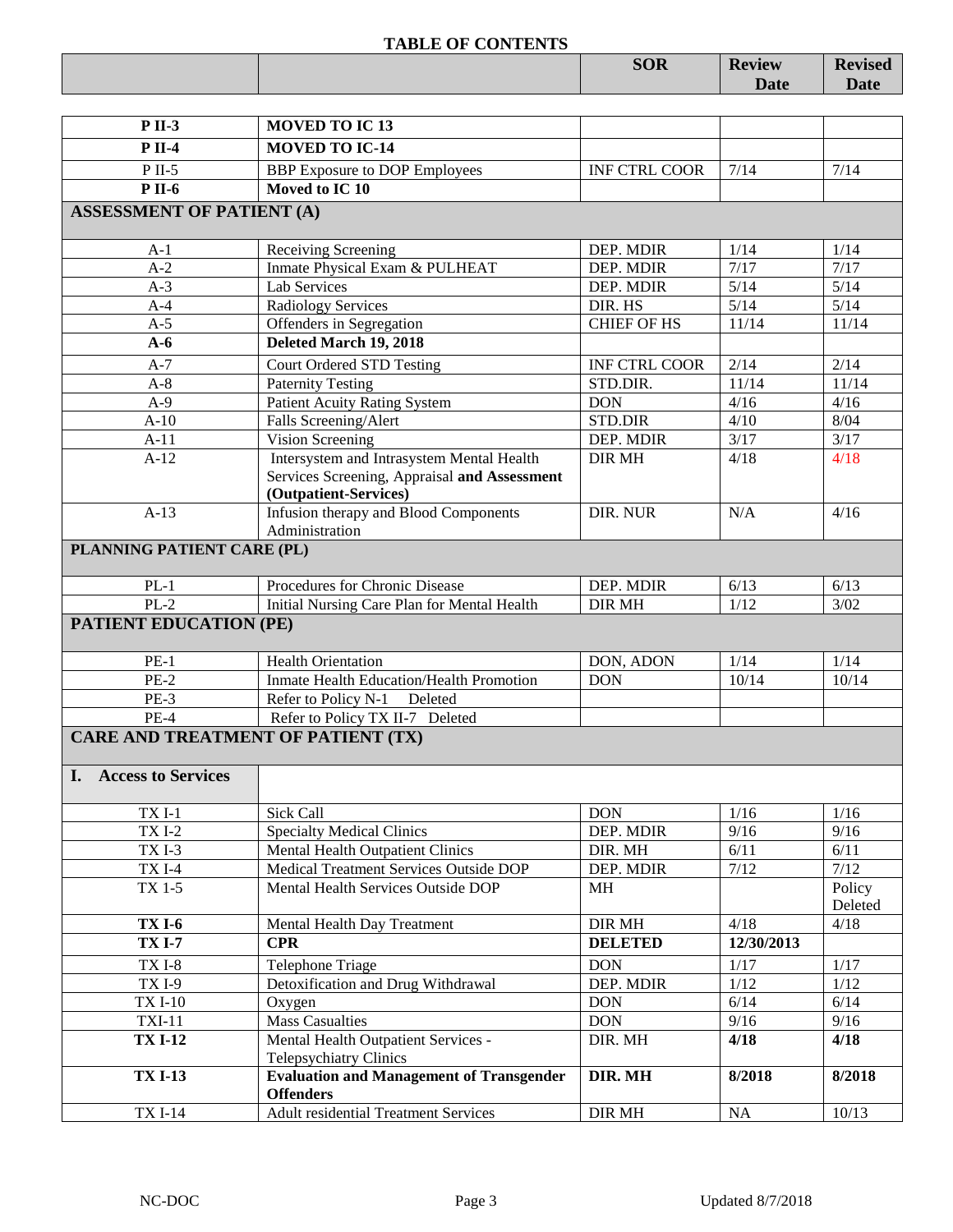# TABLE OF CONTENTS

| | | SOR | Review Date | Revised Date |
|---|---|---|---|---|
| **P II-3** | **MOVED TO IC 13** | | | |
| **P II-4** | **MOVED TO IC-14** | | | |
| P II-5 | BBP Exposure to DOP Employees | INF CTRL COOR | 7/14 | 7/14 |
| **P II-6** | **Moved to IC 10** | | | |
| **ASSESSMENT OF PATIENT (A)** | | | | |
| A-1 | Receiving Screening | DEP. MDIR | 1/14 | 1/14 |
| A-2 | Inmate Physical Exam & PULHEAT | DEP. MDIR | 7/17 | 7/17 |
| A-3 | Lab Services | DEP. MDIR | 5/14 | 5/14 |
| A-4 | Radiology Services | DIR. HS | 5/14 | 5/14 |
| A-5 | Offenders in Segregation | CHIEF OF HS | 11/14 | 11/14 |
| **A-6** | **Deleted March 19, 2018** | | | |
| A-7 | Court Ordered STD Testing | INF CTRL COOR | 2/14 | 2/14 |
| A-8 | Paternity Testing | STD.DIR. | 11/14 | 11/14 |
| A-9 | Patient Acuity Rating System | DON | 4/16 | 4/16 |
| A-10 | Falls Screening/Alert | STD.DIR | 4/10 | 8/04 |
| A-11 | Vision Screening | DEP. MDIR | 3/17 | 3/17 |
| A-12 | Intersystem and Intrasystem Mental Health Services Screening, Appraisal **and Assessment (Outpatient-Services)** | DIR MH | 4/18 | 4/18 |
| A-13 | Infusion therapy and Blood Components Administration | DIR. NUR | N/A | 4/16 |
| **PLANNING PATIENT CARE (PL)** | | | | |
| PL-1 | Procedures for Chronic Disease | DEP. MDIR | 6/13 | 6/13 |
| PL-2 | Initial Nursing Care Plan for Mental Health | DIR MH | 1/12 | 3/02 |
| **PATIENT EDUCATION (PE)** | | | | |
| PE-1 | Health Orientation | DON, ADON | 1/14 | 1/14 |
| PE-2 | Inmate Health Education/Health Promotion | DON | 10/14 | 10/14 |
| PE-3 | Refer to Policy N-1 Deleted | | | |
| PE-4 | Refer to Policy TX II-7 Deleted | | | |
| **CARE AND TREATMENT OF PATIENT (TX)** | | | | |
| **I. Access to Services** | | | | |
| TX I-1 | Sick Call | DON | 1/16 | 1/16 |
| TX I-2 | Specialty Medical Clinics | DEP. MDIR | 9/16 | 9/16 |
| TX I-3 | Mental Health Outpatient Clinics | DIR. MH | 6/11 | 6/11 |
| TX I-4 | Medical Treatment Services Outside DOP | DEP. MDIR | 7/12 | 7/12 |
| TX 1-5 | Mental Health Services Outside DOP | MH | | Policy Deleted |
| **TX I-6** | Mental Health Day Treatment | DIR MH | 4/18 | 4/18 |
| **TX I-7** | **CPR** | **DELETED** | **12/30/2013** | |
| TX I-8 | Telephone Triage | DON | 1/17 | 1/17 |
| TX I-9 | Detoxification and Drug Withdrawal | DEP. MDIR | 1/12 | 1/12 |
| TX I-10 | Oxygen | DON | 6/14 | 6/14 |
| TXI-11 | Mass Casualties | DON | 9/16 | 9/16 |
| **TX I-12** | Mental Health Outpatient Services - Telepsychiatry Clinics | DIR. MH | **4/18** | **4/18** |
| **TX I-13** | **Evaluation and Management of Transgender Offenders** | **DIR. MH** | **8/2018** | **8/2018** |
| TX I-14 | Adult residential Treatment Services | DIR MH | NA | 10/13 |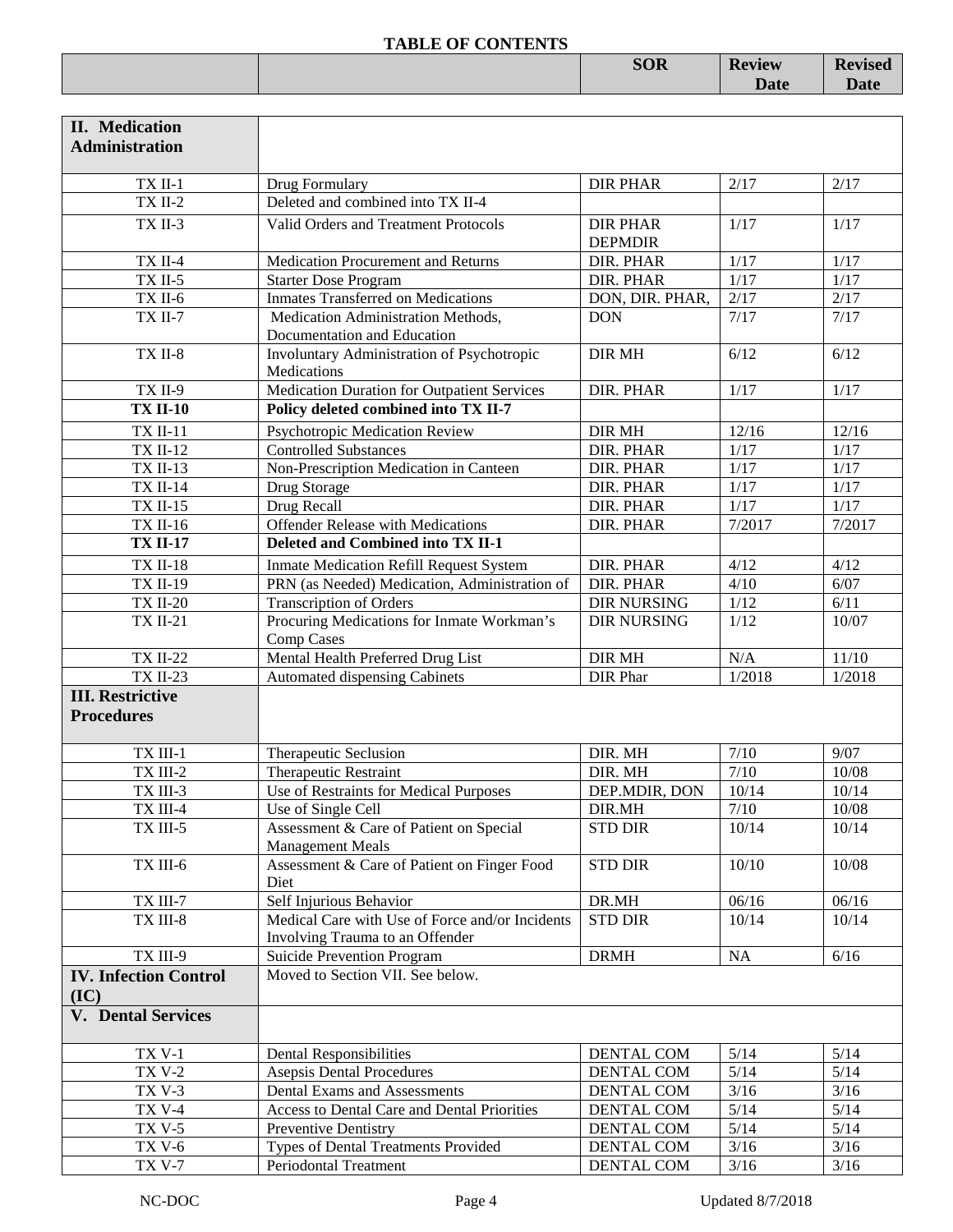**TABLE OF CONTENTS**

| | | SOR | Review Date | Revised Date |
|---|---|---|---|---|
| **II. Medication Administration** | | | | |
| TX II-1 | Drug Formulary | DIR PHAR | 2/17 | 2/17 |
| TX II-2 | Deleted and combined into TX II-4 | | | |
| TX II-3 | Valid Orders and Treatment Protocols | DIR PHAR DEPMDIR | 1/17 | 1/17 |
| TX II-4 | Medication Procurement and Returns | DIR. PHAR | 1/17 | 1/17 |
| TX II-5 | Starter Dose Program | DIR. PHAR | 1/17 | 1/17 |
| TX II-6 | Inmates Transferred on Medications | DON, DIR. PHAR, | 2/17 | 2/17 |
| TX II-7 | Medication Administration Methods, Documentation and Education | DON | 7/17 | 7/17 |
| TX II-8 | Involuntary Administration of Psychotropic Medications | DIR MH | 6/12 | 6/12 |
| TX II-9 | Medication Duration for Outpatient Services | DIR. PHAR | 1/17 | 1/17 |
| **TX II-10** | **Policy deleted combined into TX II-7** | | | |
| TX II-11 | Psychotropic Medication Review | DIR MH | 12/16 | 12/16 |
| TX II-12 | Controlled Substances | DIR. PHAR | 1/17 | 1/17 |
| TX II-13 | Non-Prescription Medication in Canteen | DIR. PHAR | 1/17 | 1/17 |
| TX II-14 | Drug Storage | DIR. PHAR | 1/17 | 1/17 |
| TX II-15 | Drug Recall | DIR. PHAR | 1/17 | 1/17 |
| TX II-16 | Offender Release with Medications | DIR. PHAR | 7/2017 | 7/2017 |
| **TX II-17** | **Deleted and Combined into TX II-1** | | | |
| TX II-18 | Inmate Medication Refill Request System | DIR. PHAR | 4/12 | 4/12 |
| TX II-19 | PRN (as Needed) Medication, Administration of | DIR. PHAR | 4/10 | 6/07 |
| TX II-20 | Transcription of Orders | DIR NURSING | 1/12 | 6/11 |
| TX II-21 | Procuring Medications for Inmate Workman's Comp Cases | DIR NURSING | 1/12 | 10/07 |
| TX II-22 | Mental Health Preferred Drug List | DIR MH | N/A | 11/10 |
| TX II-23 | Automated dispensing Cabinets | DIR Phar | 1/2018 | 1/2018 |
| **III. Restrictive Procedures** | | | | |
| TX III-1 | Therapeutic Seclusion | DIR. MH | 7/10 | 9/07 |
| TX III-2 | Therapeutic Restraint | DIR. MH | 7/10 | 10/08 |
| TX III-3 | Use of Restraints for Medical Purposes | DEP.MDIR, DON | 10/14 | 10/14 |
| TX III-4 | Use of Single Cell | DIR.MH | 7/10 | 10/08 |
| TX III-5 | Assessment & Care of Patient on Special Management Meals | STD DIR | 10/14 | 10/14 |
| TX III-6 | Assessment & Care of Patient on Finger Food Diet | STD DIR | 10/10 | 10/08 |
| TX III-7 | Self Injurious Behavior | DR.MH | 06/16 | 06/16 |
| TX III-8 | Medical Care with Use of Force and/or Incidents Involving Trauma to an Offender | STD DIR | 10/14 | 10/14 |
| TX III-9 | Suicide Prevention Program | DRMH | NA | 6/16 |
| **IV. Infection Control (IC)** | Moved to Section VII. See below. | | | |
| **V. Dental Services** | | | | |
| TX V-1 | Dental Responsibilities | DENTAL COM | 5/14 | 5/14 |
| TX V-2 | Asepsis Dental Procedures | DENTAL COM | 5/14 | 5/14 |
| TX V-3 | Dental Exams and Assessments | DENTAL COM | 3/16 | 3/16 |
| TX V-4 | Access to Dental Care and Dental Priorities | DENTAL COM | 5/14 | 5/14 |
| TX V-5 | Preventive Dentistry | DENTAL COM | 5/14 | 5/14 |
| TX V-6 | Types of Dental Treatments Provided | DENTAL COM | 3/16 | 3/16 |
| TX V-7 | Periodontal Treatment | DENTAL COM | 3/16 | 3/16 |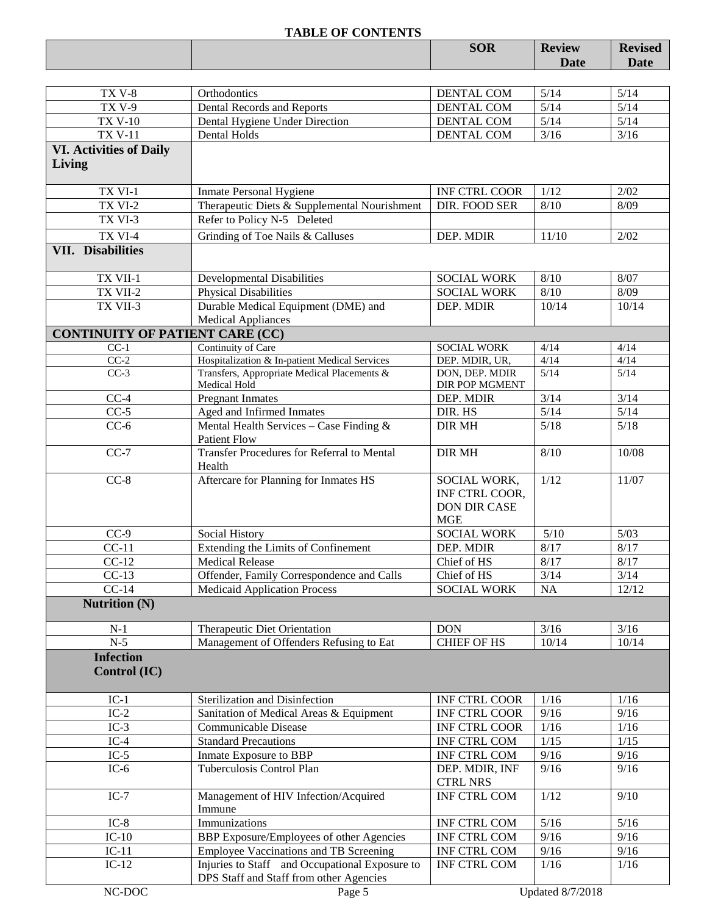**TABLE OF CONTENTS**

| | | SOR | Review Date | Revised Date |
|---|---|---|---|---|
| TX V-8 | Orthodontics | DENTAL COM | 5/14 | 5/14 |
| TX V-9 | Dental Records and Reports | DENTAL COM | 5/14 | 5/14 |
| TX V-10 | Dental Hygiene Under Direction | DENTAL COM | 5/14 | 5/14 |
| TX V-11 | Dental Holds | DENTAL COM | 3/16 | 3/16 |
| **VI. Activities of Daily Living** | | | | |
| TX VI-1 | Inmate Personal Hygiene | INF CTRL COOR | 1/12 | 2/02 |
| TX VI-2 | Therapeutic Diets & Supplemental Nourishment | DIR. FOOD SER | 8/10 | 8/09 |
| TX VI-3 | Refer to Policy N-5 Deleted | | | |
| TX VI-4 | Grinding of Toe Nails & Calluses | DEP. MDIR | 11/10 | 2/02 |
| **VII. Disabilities** | | | | |
| TX VII-1 | Developmental Disabilities | SOCIAL WORK | 8/10 | 8/07 |
| TX VII-2 | Physical Disabilities | SOCIAL WORK | 8/10 | 8/09 |
| TX VII-3 | Durable Medical Equipment (DME) and Medical Appliances | DEP. MDIR | 10/14 | 10/14 |
| **CONTINUITY OF PATIENT CARE (CC)** | | | | |
| CC-1 | Continuity of Care | SOCIAL WORK | 4/14 | 4/14 |
| CC-2 | Hospitalization & In-patient Medical Services | DEP. MDIR, UR, | 4/14 | 4/14 |
| CC-3 | Transfers, Appropriate Medical Placements & Medical Hold | DON, DEP. MDIR DIR POP MGMENT | 5/14 | 5/14 |
| CC-4 | Pregnant Inmates | DEP. MDIR | 3/14 | 3/14 |
| CC-5 | Aged and Infirmed Inmates | DIR. HS | 5/14 | 5/14 |
| CC-6 | Mental Health Services – Case Finding & Patient Flow | DIR MH | 5/18 | 5/18 |
| CC-7 | Transfer Procedures for Referral to Mental Health | DIR MH | 8/10 | 10/08 |
| CC-8 | Aftercare for Planning for Inmates HS | SOCIAL WORK, INF CTRL COOR, DON DIR CASE MGE | 1/12 | 11/07 |
| CC-9 | Social History | SOCIAL WORK | 5/10 | 5/03 |
| CC-11 | Extending the Limits of Confinement | DEP. MDIR | 8/17 | 8/17 |
| CC-12 | Medical Release | Chief of HS | 8/17 | 8/17 |
| CC-13 | Offender, Family Correspondence and Calls | Chief of HS | 3/14 | 3/14 |
| CC-14 | Medicaid Application Process | SOCIAL WORK | NA | 12/12 |
| **Nutrition (N)** | | | | |
| N-1 | Therapeutic Diet Orientation | DON | 3/16 | 3/16 |
| N-5 | Management of Offenders Refusing to Eat | CHIEF OF HS | 10/14 | 10/14 |
| **Infection Control (IC)** | | | | |
| IC-1 | Sterilization and Disinfection | INF CTRL COOR | 1/16 | 1/16 |
| IC-2 | Sanitation of Medical Areas & Equipment | INF CTRL COOR | 9/16 | 9/16 |
| IC-3 | Communicable Disease | INF CTRL COOR | 1/16 | 1/16 |
| IC-4 | Standard Precautions | INF CTRL COM | 1/15 | 1/15 |
| IC-5 | Inmate Exposure to BBP | INF CTRL COM | 9/16 | 9/16 |
| IC-6 | Tuberculosis Control Plan | DEP. MDIR, INF CTRL NRS | 9/16 | 9/16 |
| IC-7 | Management of HIV Infection/Acquired Immune | INF CTRL COM | 1/12 | 9/10 |
| IC-8 | Immunizations | INF CTRL COM | 5/16 | 5/16 |
| IC-10 | BBP Exposure/Employees of other Agencies | INF CTRL COM | 9/16 | 9/16 |
| IC-11 | Employee Vaccinations and TB Screening | INF CTRL COM | 9/16 | 9/16 |
| IC-12 | Injuries to Staff and Occupational Exposure to DPS Staff and Staff from other Agencies | INF CTRL COM | 1/16 | 1/16 |

NC-DOC Updated 8/7/2018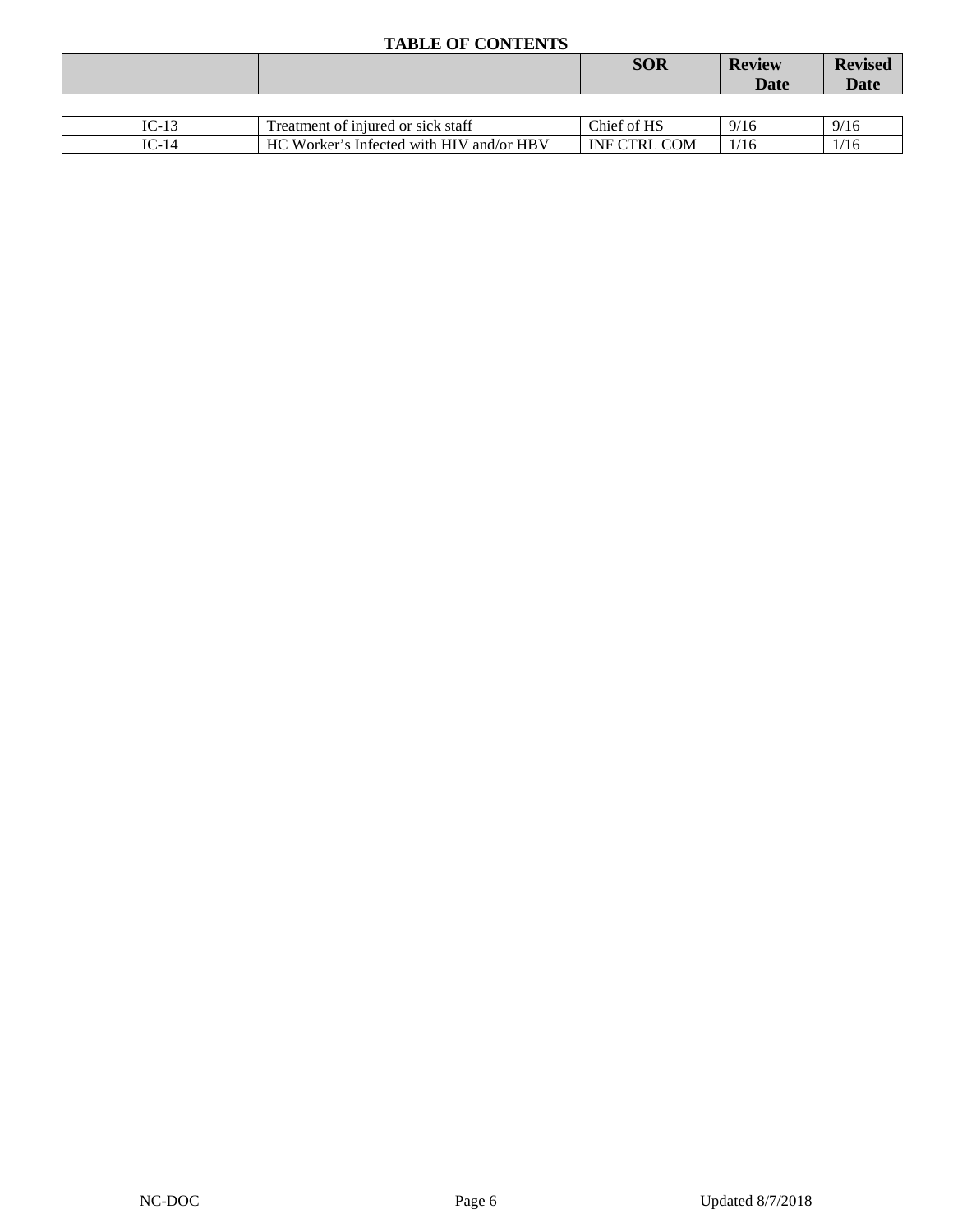**TABLE OF CONTENTS**

| | | SOR | Review Date | Revised Date |
|---|---|---|---|---|
| IC-13 | Treatment of injured or sick staff | Chief of HS | 9/16 | 9/16 |
| IC-14 | HC Worker's Infected with HIV and/or HBV | INF CTRL COM | 1/16 | 1/16 |